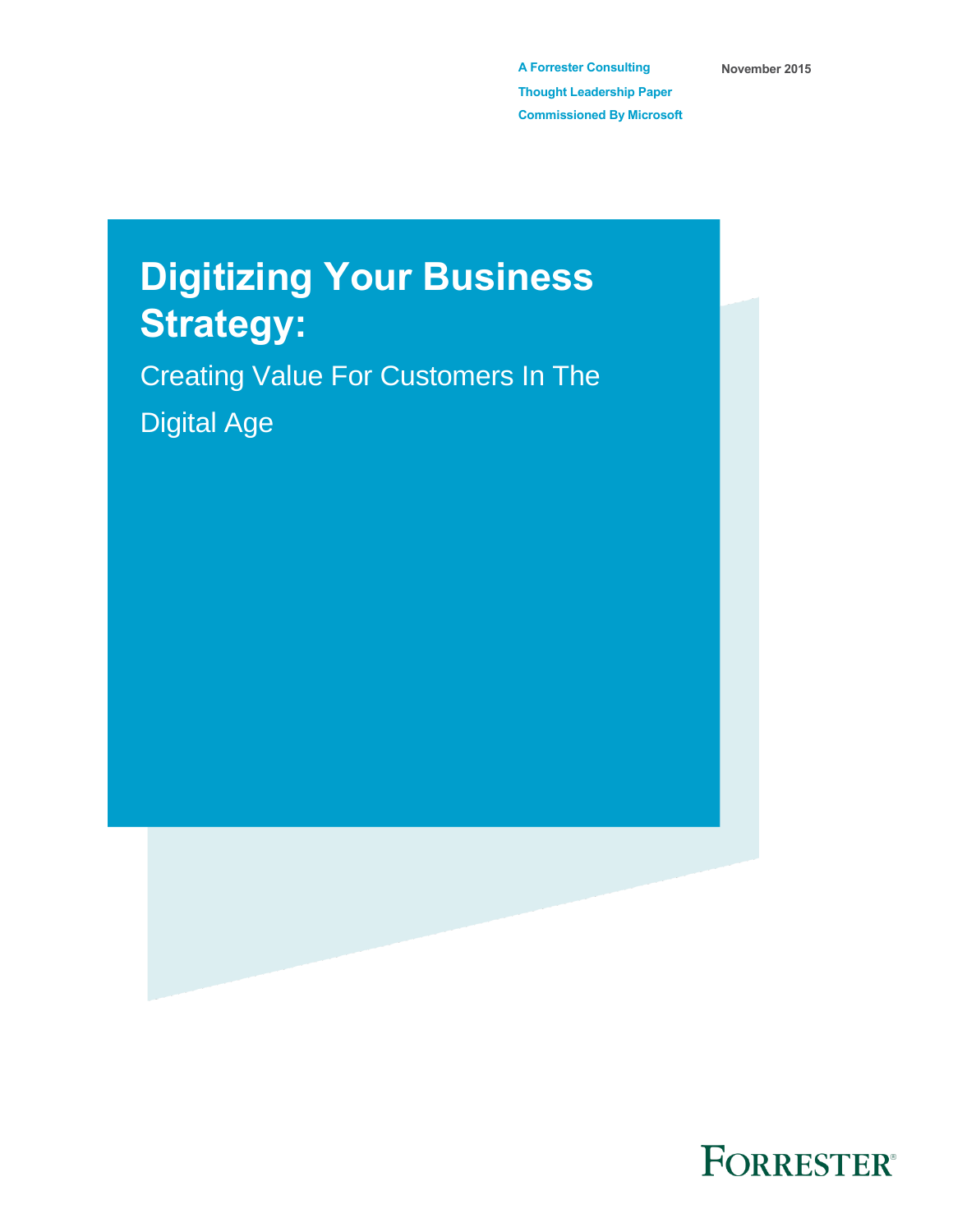A Forrester Consulting Thought Leadership Paper Commissioned By Microsoft

November 2015

# Digitizing Your Business Strategy:

## Creating Value For Customers In The Digital Age

FORRESTER®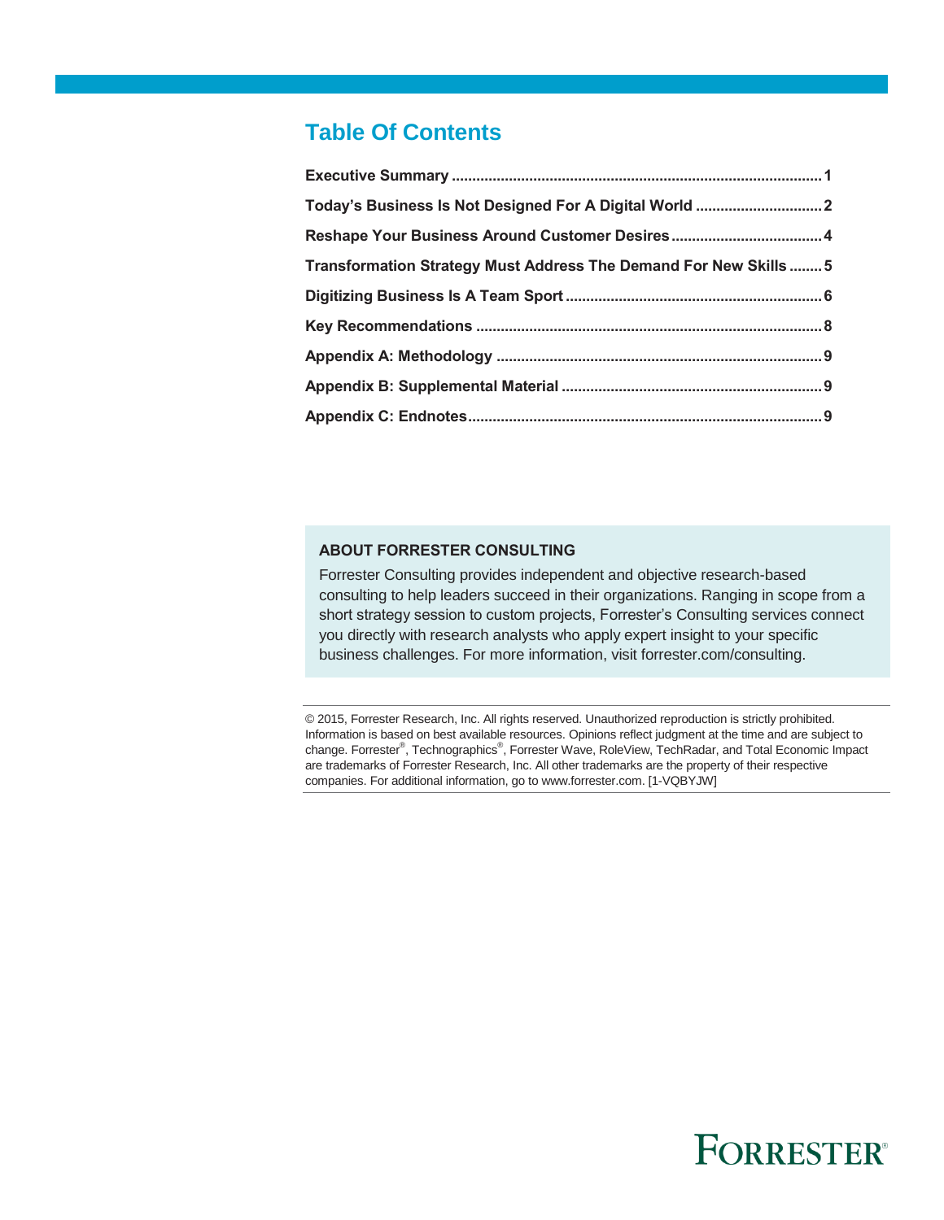## Table Of Contents

| | |
|---|---|
| **Executive Summary** | **1** |
| **Today's Business Is Not Designed For A Digital World** | **2** |
| **Reshape Your Business Around Customer Desires** | **4** |
| **Transformation Strategy Must Address The Demand For New Skills** | **5** |
| **Digitizing Business Is A Team Sport** | **6** |
| **Key Recommendations** | **8** |
| **Appendix A: Methodology** | **9** |
| **Appendix B: Supplemental Material** | **9** |
| **Appendix C: Endnotes** | **9** |

**ABOUT FORRESTER CONSULTING**

Forrester Consulting provides independent and objective research-based consulting to help leaders succeed in their organizations. Ranging in scope from a short strategy session to custom projects, Forrester's Consulting services connect you directly with research analysts who apply expert insight to your specific business challenges. For more information, visit forrester.com/consulting.

© 2015, Forrester Research, Inc. All rights reserved. Unauthorized reproduction is strictly prohibited. Information is based on best available resources. Opinions reflect judgment at the time and are subject to change. Forrester®, Technographics®, Forrester Wave, RoleView, TechRadar, and Total Economic Impact are trademarks of Forrester Research, Inc. All other trademarks are the property of their respective companies. For additional information, go to www.forrester.com. [1-VQBYJW]

FORRESTER®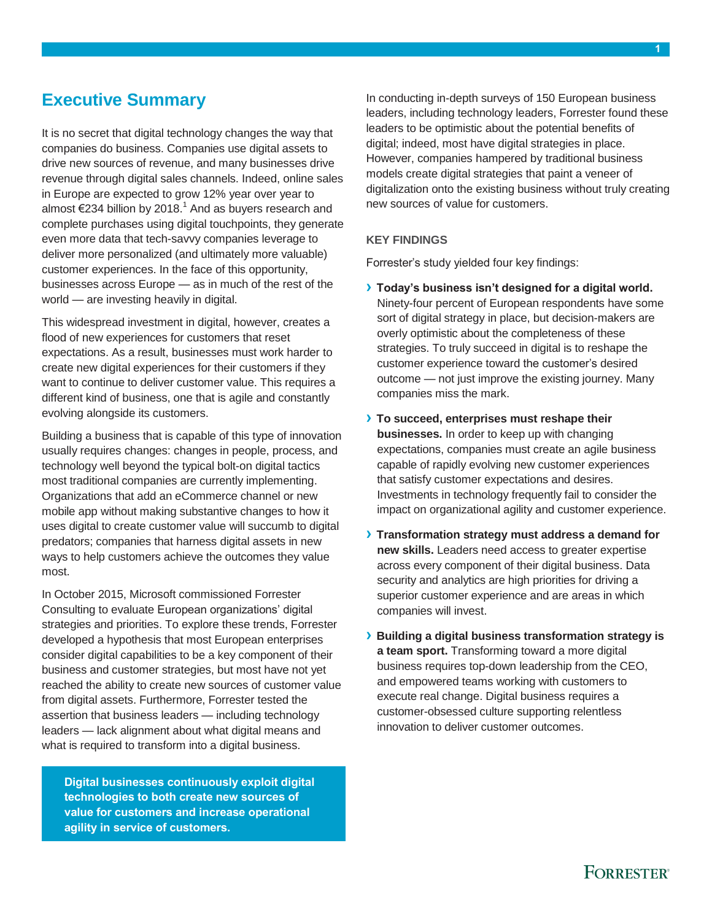# Executive Summary

It is no secret that digital technology changes the way that companies do business. Companies use digital assets to drive new sources of revenue, and many businesses drive revenue through digital sales channels. Indeed, online sales in Europe are expected to grow 12% year over year to almost €234 billion by 2018.[1] And as buyers research and complete purchases using digital touchpoints, they generate even more data that tech-savvy companies leverage to deliver more personalized (and ultimately more valuable) customer experiences. In the face of this opportunity, businesses across Europe — as in much of the rest of the world — are investing heavily in digital.

This widespread investment in digital, however, creates a flood of new experiences for customers that reset expectations. As a result, businesses must work harder to create new digital experiences for their customers if they want to continue to deliver customer value. This requires a different kind of business, one that is agile and constantly evolving alongside its customers.

Building a business that is capable of this type of innovation usually requires changes: changes in people, process, and technology well beyond the typical bolt-on digital tactics most traditional companies are currently implementing. Organizations that add an eCommerce channel or new mobile app without making substantive changes to how it uses digital to create customer value will succumb to digital predators; companies that harness digital assets in new ways to help customers achieve the outcomes they value most.

In October 2015, Microsoft commissioned Forrester Consulting to evaluate European organizations' digital strategies and priorities. To explore these trends, Forrester developed a hypothesis that most European enterprises consider digital capabilities to be a key component of their business and customer strategies, but most have not yet reached the ability to create new sources of customer value from digital assets. Furthermore, Forrester tested the assertion that business leaders — including technology leaders — lack alignment about what digital means and what is required to transform into a digital business.

**Digital businesses continuously exploit digital technologies to both create new sources of value for customers and increase operational agility in service of customers.**

In conducting in-depth surveys of 150 European business leaders, including technology leaders, Forrester found these leaders to be optimistic about the potential benefits of digital; indeed, most have digital strategies in place. However, companies hampered by traditional business models create digital strategies that paint a veneer of digitalization onto the existing business without truly creating new sources of value for customers.

### KEY FINDINGS

Forrester's study yielded four key findings:

- **Today's business isn't designed for a digital world.** Ninety-four percent of European respondents have some sort of digital strategy in place, but decision-makers are overly optimistic about the completeness of these strategies. To truly succeed in digital is to reshape the customer experience toward the customer's desired outcome — not just improve the existing journey. Many companies miss the mark.
- **To succeed, enterprises must reshape their businesses.** In order to keep up with changing expectations, companies must create an agile business capable of rapidly evolving new customer experiences that satisfy customer expectations and desires. Investments in technology frequently fail to consider the impact on organizational agility and customer experience.
- **Transformation strategy must address a demand for new skills.** Leaders need access to greater expertise across every component of their digital business. Data security and analytics are high priorities for driving a superior customer experience and are areas in which companies will invest.
- **Building a digital business transformation strategy is a team sport.** Transforming toward a more digital business requires top-down leadership from the CEO, and empowered teams working with customers to execute real change. Digital business requires a customer-obsessed culture supporting relentless innovation to deliver customer outcomes.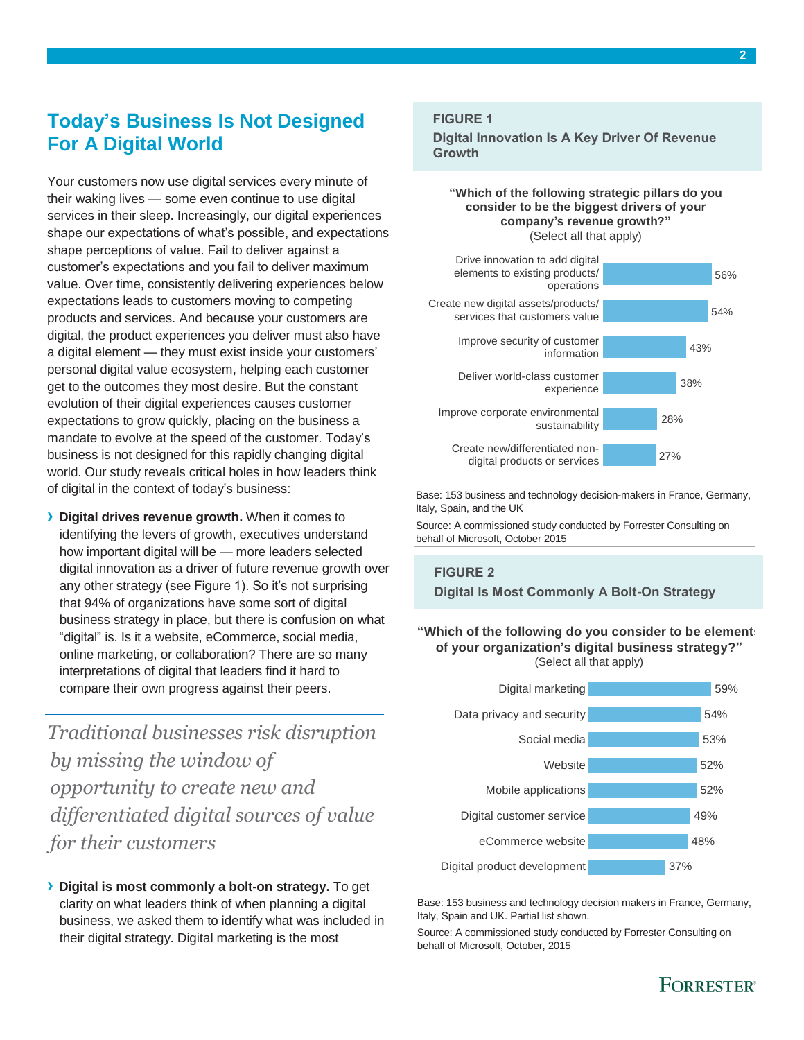## Today's Business Is Not Designed For A Digital World

Your customers now use digital services every minute of their waking lives — some even continue to use digital services in their sleep. Increasingly, our digital experiences shape our expectations of what's possible, and expectations shape perceptions of value. Fail to deliver against a customer's expectations and you fail to deliver maximum value. Over time, consistently delivering experiences below expectations leads to customers moving to competing products and services. And because your customers are digital, the product experiences you deliver must also have a digital element — they must exist inside your customers' personal digital value ecosystem, helping each customer get to the outcomes they most desire. But the constant evolution of their digital experiences causes customer expectations to grow quickly, placing on the business a mandate to evolve at the speed of the customer. Today's business is not designed for this rapidly changing digital world. Our study reveals critical holes in how leaders think of digital in the context of today's business:

- **Digital drives revenue growth.** When it comes to identifying the levers of growth, executives understand how important digital will be — more leaders selected digital innovation as a driver of future revenue growth over any other strategy (see Figure 1). So it's not surprising that 94% of organizations have some sort of digital business strategy in place, but there is confusion on what "digital" is. Is it a website, eCommerce, social media, online marketing, or collaboration? There are so many interpretations of digital that leaders find it hard to compare their own progress against their peers.

*Traditional businesses risk disruption by missing the window of opportunity to create new and differentiated digital sources of value for their customers*

- **Digital is most commonly a bolt-on strategy.** To get clarity on what leaders think of when planning a digital business, we asked them to identify what was included in their digital strategy. Digital marketing is the most

**FIGURE 1**

**Digital Innovation Is A Key Driver Of Revenue Growth**

**"Which of the following strategic pillars do you consider to be the biggest drivers of your company's revenue growth?"** (Select all that apply)

| Strategic pillar | % |
|---|---|
| Drive innovation to add digital elements to existing products/operations | 56% |
| Create new digital assets/products/services that customers value | 54% |
| Improve security of customer information | 43% |
| Deliver world-class customer experience | 38% |
| Improve corporate environmental sustainability | 28% |
| Create new/differentiated non-digital products or services | 27% |

Base: 153 business and technology decision-makers in France, Germany, Italy, Spain, and the UK

Source: A commissioned study conducted by Forrester Consulting on behalf of Microsoft, October 2015

**FIGURE 2**

**Digital Is Most Commonly A Bolt-On Strategy**

**"Which of the following do you consider to be elements of your organization's digital business strategy?"** (Select all that apply)

| Element | % |
|---|---|
| Digital marketing | 59% |
| Data privacy and security | 54% |
| Social media | 53% |
| Website | 52% |
| Mobile applications | 52% |
| Digital customer service | 49% |
| eCommerce website | 48% |
| Digital product development | 37% |

Base: 153 business and technology decision makers in France, Germany, Italy, Spain and UK. Partial list shown.

Source: A commissioned study conducted by Forrester Consulting on behalf of Microsoft, October, 2015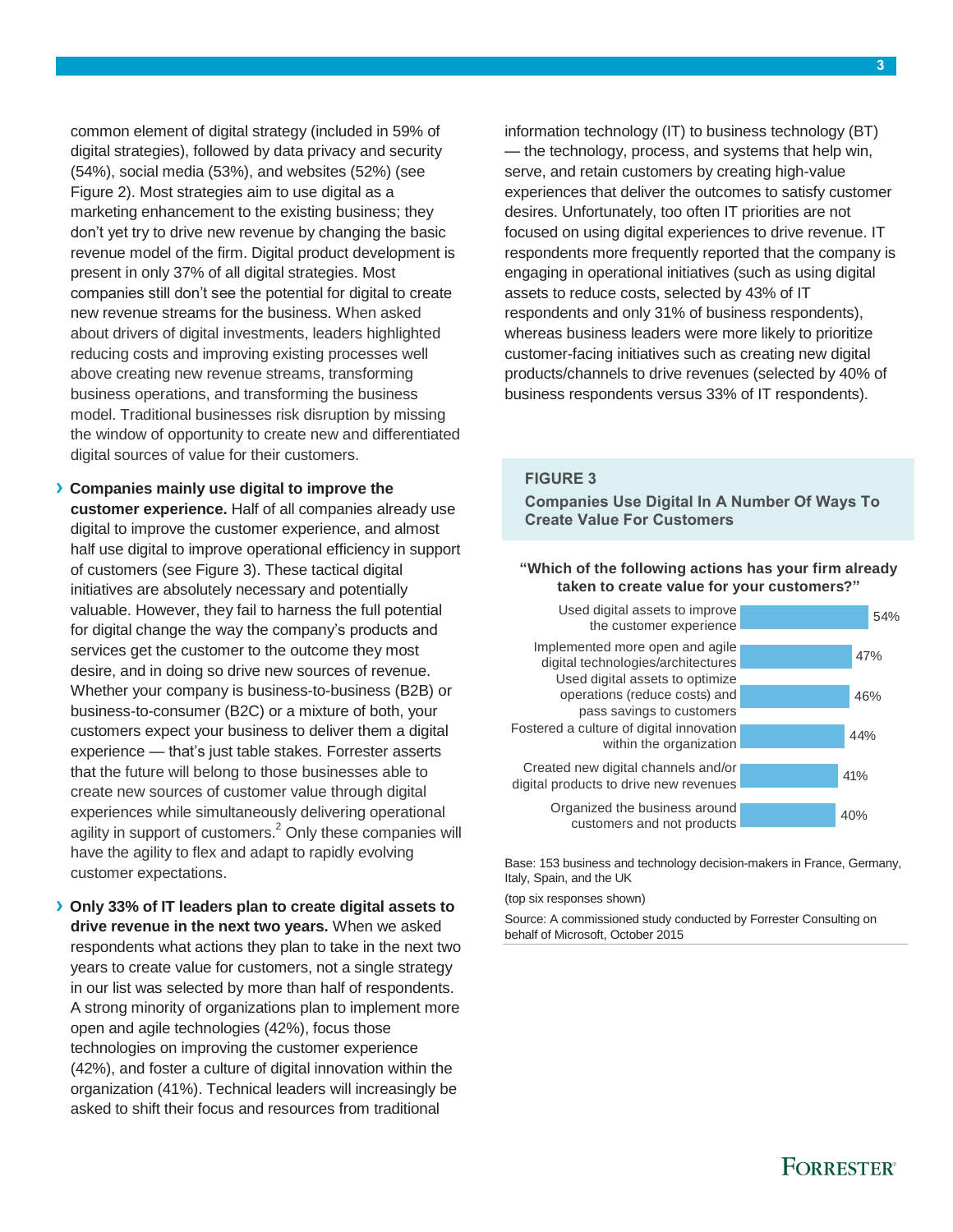common element of digital strategy (included in 59% of digital strategies), followed by data privacy and security (54%), social media (53%), and websites (52%) (see Figure 2). Most strategies aim to use digital as a marketing enhancement to the existing business; they don't yet try to drive new revenue by changing the basic revenue model of the firm. Digital product development is present in only 37% of all digital strategies. Most companies still don't see the potential for digital to create new revenue streams for the business. When asked about drivers of digital investments, leaders highlighted reducing costs and improving existing processes well above creating new revenue streams, transforming business operations, and transforming the business model. Traditional businesses risk disruption by missing the window of opportunity to create new and differentiated digital sources of value for their customers.

- **Companies mainly use digital to improve the customer experience.** Half of all companies already use digital to improve the customer experience, and almost half use digital to improve operational efficiency in support of customers (see Figure 3). These tactical digital initiatives are absolutely necessary and potentially valuable. However, they fail to harness the full potential for digital change the way the company's products and services get the customer to the outcome they most desire, and in doing so drive new sources of revenue. Whether your company is business-to-business (B2B) or business-to-consumer (B2C) or a mixture of both, your customers expect your business to deliver them a digital experience — that's just table stakes. Forrester asserts that the future will belong to those businesses able to create new sources of customer value through digital experiences while simultaneously delivering operational agility in support of customers.[2] Only these companies will have the agility to flex and adapt to rapidly evolving customer expectations.

- **Only 33% of IT leaders plan to create digital assets to drive revenue in the next two years.** When we asked respondents what actions they plan to take in the next two years to create value for customers, not a single strategy in our list was selected by more than half of respondents. A strong minority of organizations plan to implement more open and agile technologies (42%), focus those technologies on improving the customer experience (42%), and foster a culture of digital innovation within the organization (41%). Technical leaders will increasingly be asked to shift their focus and resources from traditional information technology (IT) to business technology (BT) — the technology, process, and systems that help win, serve, and retain customers by creating high-value experiences that deliver the outcomes to satisfy customer desires. Unfortunately, too often IT priorities are not focused on using digital experiences to drive revenue. IT respondents more frequently reported that the company is engaging in operational initiatives (such as using digital assets to reduce costs, selected by 43% of IT respondents and only 31% of business respondents), whereas business leaders were more likely to prioritize customer-facing initiatives such as creating new digital products/channels to drive revenues (selected by 40% of business respondents versus 33% of IT respondents).

**FIGURE 3**

**Companies Use Digital In A Number Of Ways To Create Value For Customers**

**"Which of the following actions has your firm already taken to create value for your customers?"**

| Action | Percentage |
|---|---|
| Used digital assets to improve the customer experience | 54% |
| Implemented more open and agile digital technologies/architectures | 47% |
| Used digital assets to optimize operations (reduce costs) and pass savings to customers | 46% |
| Fostered a culture of digital innovation within the organization | 44% |
| Created new digital channels and/or digital products to drive new revenues | 41% |
| Organized the business around customers and not products | 40% |

Base: 153 business and technology decision-makers in France, Germany, Italy, Spain, and the UK

(top six responses shown)

Source: A commissioned study conducted by Forrester Consulting on behalf of Microsoft, October 2015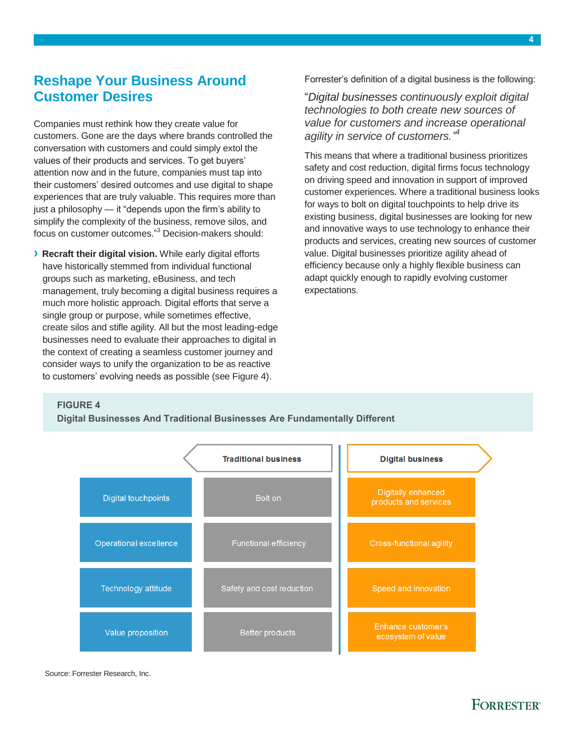## Reshape Your Business Around Customer Desires

Companies must rethink how they create value for customers. Gone are the days where brands controlled the conversation with customers and could simply extol the values of their products and services. To get buyers' attention now and in the future, companies must tap into their customers' desired outcomes and use digital to shape experiences that are truly valuable. This requires more than just a philosophy — it "depends upon the firm's ability to simplify the complexity of the business, remove silos, and focus on customer outcomes."[3] Decision-makers should:

› **Recraft their digital vision.** While early digital efforts have historically stemmed from individual functional groups such as marketing, eBusiness, and tech management, truly becoming a digital business requires a much more holistic approach. Digital efforts that serve a single group or purpose, while sometimes effective, create silos and stifle agility. All but the most leading-edge businesses need to evaluate their approaches to digital in the context of creating a seamless customer journey and consider ways to unify the organization to be as reactive to customers' evolving needs as possible (see Figure 4).

Forrester's definition of a digital business is the following:

"*Digital businesses continuously exploit digital technologies to both create new sources of value for customers and increase operational agility in service of customers.*"[4]

This means that where a traditional business prioritizes safety and cost reduction, digital firms focus technology on driving speed and innovation in support of improved customer experiences. Where a traditional business looks for ways to bolt on digital touchpoints to help drive its existing business, digital businesses are looking for new and innovative ways to use technology to enhance their products and services, creating new sources of customer value. Digital businesses prioritize agility ahead of efficiency because only a highly flexible business can adapt quickly enough to rapidly evolving customer expectations.

**FIGURE 4**
**Digital Businesses And Traditional Businesses Are Fundamentally Different**

| | Traditional business | Digital business |
|---|---|---|
| Digital touchpoints | Bolt on | Digitally enhanced products and services |
| Operational excellence | Functional efficiency | Cross-functional agility |
| Technology attitude | Safety and cost reduction | Speed and innovation |
| Value proposition | Better products | Enhance customer's ecosystem of value |

Source: Forrester Research, Inc.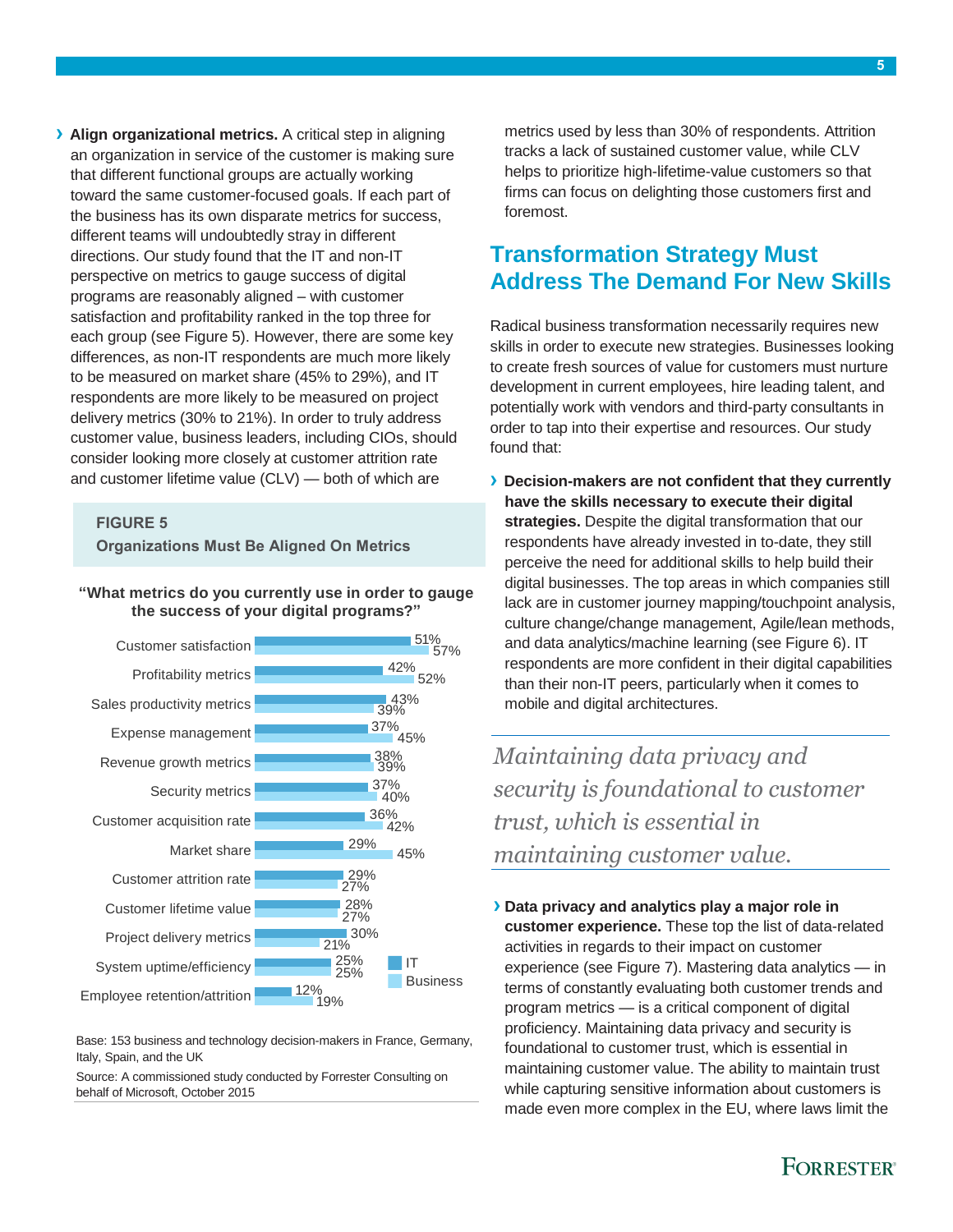› **Align organizational metrics.** A critical step in aligning an organization in service of the customer is making sure that different functional groups are actually working toward the same customer-focused goals. If each part of the business has its own disparate metrics for success, different teams will undoubtedly stray in different directions. Our study found that the IT and non-IT perspective on metrics to gauge success of digital programs are reasonably aligned – with customer satisfaction and profitability ranked in the top three for each group (see Figure 5). However, there are some key differences, as non-IT respondents are much more likely to be measured on market share (45% to 29%), and IT respondents are more likely to be measured on project delivery metrics (30% to 21%). In order to truly address customer value, business leaders, including CIOs, should consider looking more closely at customer attrition rate and customer lifetime value (CLV) — both of which are metrics used by less than 30% of respondents. Attrition tracks a lack of sustained customer value, while CLV helps to prioritize high-lifetime-value customers so that firms can focus on delighting those customers first and foremost.

**FIGURE 5**

**Organizations Must Be Aligned On Metrics**

**"What metrics do you currently use in order to gauge the success of your digital programs?"**

| Metric | IT | Business |
|---|---|---|
| Customer satisfaction | 51% | 57% |
| Profitability metrics | 42% | 52% |
| Sales productivity metrics | 43% | 39% |
| Expense management | 37% | 45% |
| Revenue growth metrics | 38% | 39% |
| Security metrics | 37% | 40% |
| Customer acquisition rate | 36% | 42% |
| Market share | 29% | 45% |
| Customer attrition rate | 29% | 27% |
| Customer lifetime value | 28% | 27% |
| Project delivery metrics | 30% | 21% |
| System uptime/efficiency | 25% | 25% |
| Employee retention/attrition | 12% | 19% |

Base: 153 business and technology decision-makers in France, Germany, Italy, Spain, and the UK

Source: A commissioned study conducted by Forrester Consulting on behalf of Microsoft, October 2015

## Transformation Strategy Must Address The Demand For New Skills

Radical business transformation necessarily requires new skills in order to execute new strategies. Businesses looking to create fresh sources of value for customers must nurture development in current employees, hire leading talent, and potentially work with vendors and third-party consultants in order to tap into their expertise and resources. Our study found that:

› **Decision-makers are not confident that they currently have the skills necessary to execute their digital strategies.** Despite the digital transformation that our respondents have already invested in to-date, they still perceive the need for additional skills to help build their digital businesses. The top areas in which companies still lack are in customer journey mapping/touchpoint analysis, culture change/change management, Agile/lean methods, and data analytics/machine learning (see Figure 6). IT respondents are more confident in their digital capabilities than their non-IT peers, particularly when it comes to mobile and digital architectures.

*Maintaining data privacy and security is foundational to customer trust, which is essential in maintaining customer value.*

› **Data privacy and analytics play a major role in customer experience.** These top the list of data-related activities in regards to their impact on customer experience (see Figure 7). Mastering data analytics — in terms of constantly evaluating both customer trends and program metrics — is a critical component of digital proficiency. Maintaining data privacy and security is foundational to customer trust, which is essential in maintaining customer value. The ability to maintain trust while capturing sensitive information about customers is made even more complex in the EU, where laws limit the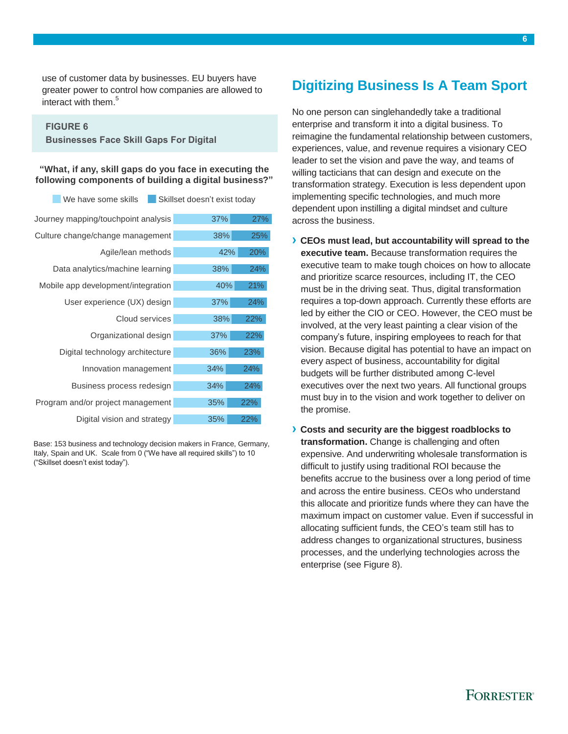use of customer data by businesses. EU buyers have greater power to control how companies are allowed to interact with them.[5]

**FIGURE 6**
**Businesses Face Skill Gaps For Digital**

**"What, if any, skill gaps do you face in executing the following components of building a digital business?"**

| Component | We have some skills | Skillset doesn't exist today |
|---|---|---|
| Journey mapping/touchpoint analysis | 37% | 27% |
| Culture change/change management | 38% | 25% |
| Agile/lean methods | 42% | 20% |
| Data analytics/machine learning | 38% | 24% |
| Mobile app development/integration | 40% | 21% |
| User experience (UX) design | 37% | 24% |
| Cloud services | 38% | 22% |
| Organizational design | 37% | 22% |
| Digital technology architecture | 36% | 23% |
| Innovation management | 34% | 24% |
| Business process redesign | 34% | 24% |
| Program and/or project management | 35% | 22% |
| Digital vision and strategy | 35% | 22% |

Base: 153 business and technology decision makers in France, Germany, Italy, Spain and UK. Scale from 0 ("We have all required skills") to 10 ("Skillset doesn't exist today").

## Digitizing Business Is A Team Sport

No one person can singlehandedly take a traditional enterprise and transform it into a digital business. To reimagine the fundamental relationship between customers, experiences, value, and revenue requires a visionary CEO leader to set the vision and pave the way, and teams of willing tacticians that can design and execute on the transformation strategy. Execution is less dependent upon implementing specific technologies, and much more dependent upon instilling a digital mindset and culture across the business.

- **CEOs must lead, but accountability will spread to the executive team.** Because transformation requires the executive team to make tough choices on how to allocate and prioritize scarce resources, including IT, the CEO must be in the driving seat. Thus, digital transformation requires a top-down approach. Currently these efforts are led by either the CIO or CEO. However, the CEO must be involved, at the very least painting a clear vision of the company's future, inspiring employees to reach for that vision. Because digital has potential to have an impact on every aspect of business, accountability for digital budgets will be further distributed among C-level executives over the next two years. All functional groups must buy in to the vision and work together to deliver on the promise.

- **Costs and security are the biggest roadblocks to transformation.** Change is challenging and often expensive. And underwriting wholesale transformation is difficult to justify using traditional ROI because the benefits accrue to the business over a long period of time and across the entire business. CEOs who understand this allocate and prioritize funds where they can have the maximum impact on customer value. Even if successful in allocating sufficient funds, the CEO's team still has to address changes to organizational structures, business processes, and the underlying technologies across the enterprise (see Figure 8).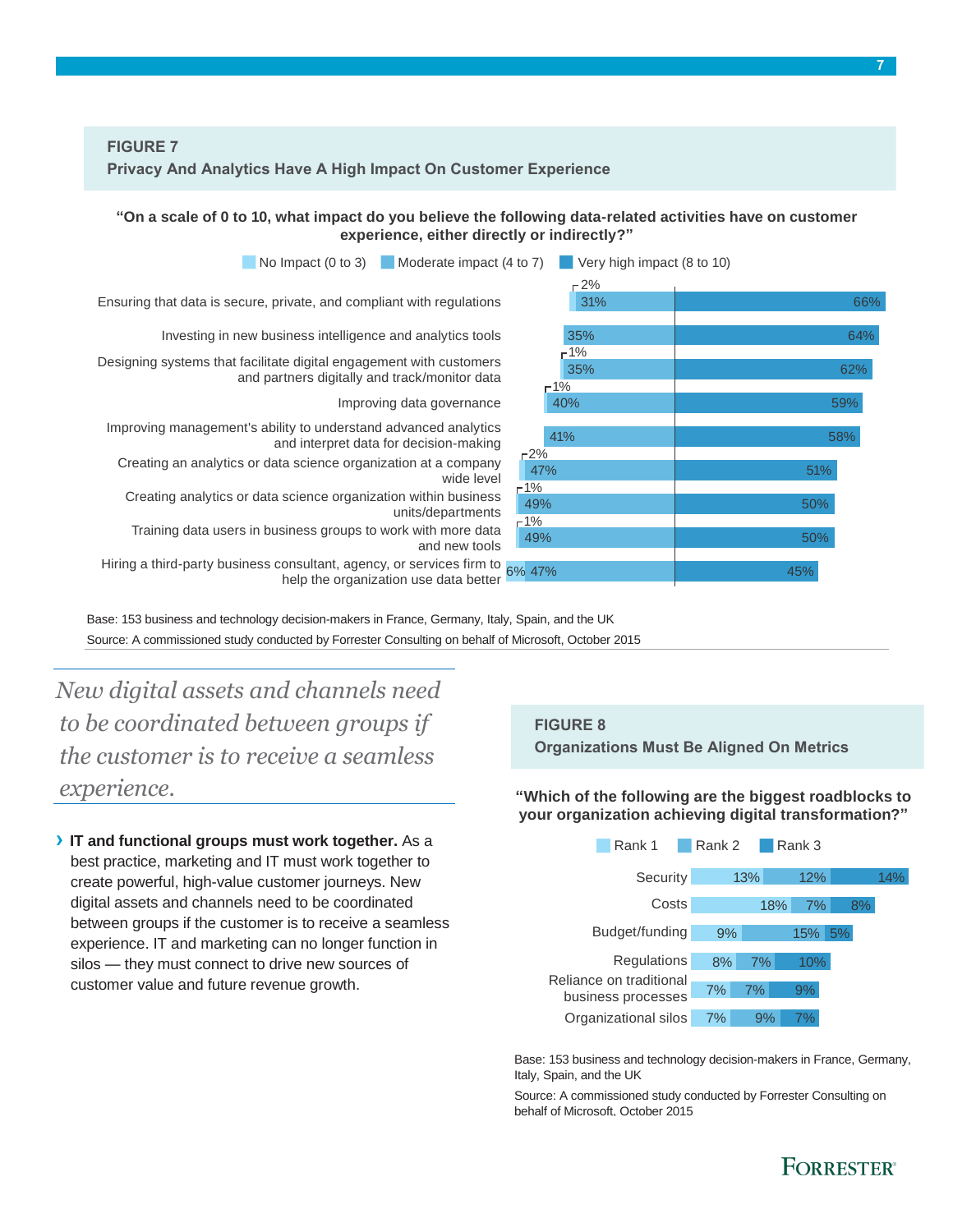## FIGURE 7

**Privacy And Analytics Have A High Impact On Customer Experience**

**"On a scale of 0 to 10, what impact do you believe the following data-related activities have on customer experience, either directly or indirectly?"**

| Activity | No Impact (0 to 3) | Moderate impact (4 to 7) | Very high impact (8 to 10) |
|---|---|---|---|
| Ensuring that data is secure, private, and compliant with regulations | 2% | 31% | 66% |
| Investing in new business intelligence and analytics tools | | 35% | 64% |
| Designing systems that facilitate digital engagement with customers and partners digitally and track/monitor data | 1% | 35% | 62% |
| Improving data governance | 1% | 40% | 59% |
| Improving management's ability to understand advanced analytics and interpret data for decision-making | | 41% | 58% |
| Creating an analytics or data science organization at a company wide level | 2% | 47% | 51% |
| Creating analytics or data science organization within business units/departments | 1% | 49% | 50% |
| Training data users in business groups to work with more data and new tools | 1% | 49% | 50% |
| Hiring a third-party business consultant, agency, or services firm to help the organization use data better | 6% | 47% | 45% |

Base: 153 business and technology decision-makers in France, Germany, Italy, Spain, and the UK

Source: A commissioned study conducted by Forrester Consulting on behalf of Microsoft, October 2015

*New digital assets and channels need to be coordinated between groups if the customer is to receive a seamless experience.*

› **IT and functional groups must work together.** As a best practice, marketing and IT must work together to create powerful, high-value customer journeys. New digital assets and channels need to be coordinated between groups if the customer is to receive a seamless experience. IT and marketing can no longer function in silos — they must connect to drive new sources of customer value and future revenue growth.

## FIGURE 8

**Organizations Must Be Aligned On Metrics**

**"Which of the following are the biggest roadblocks to your organization achieving digital transformation?"**

| Roadblock | Rank 1 | Rank 2 | Rank 3 |
|---|---|---|---|
| Security | 13% | 12% | 14% |
| Costs | 18% | 7% | 8% |
| Budget/funding | 9% | 15% | 5% |
| Regulations | 8% | 7% | 10% |
| Reliance on traditional business processes | 7% | 7% | 9% |
| Organizational silos | 7% | 9% | 7% |

Base: 153 business and technology decision-makers in France, Germany, Italy, Spain, and the UK

Source: A commissioned study conducted by Forrester Consulting on behalf of Microsoft, October 2015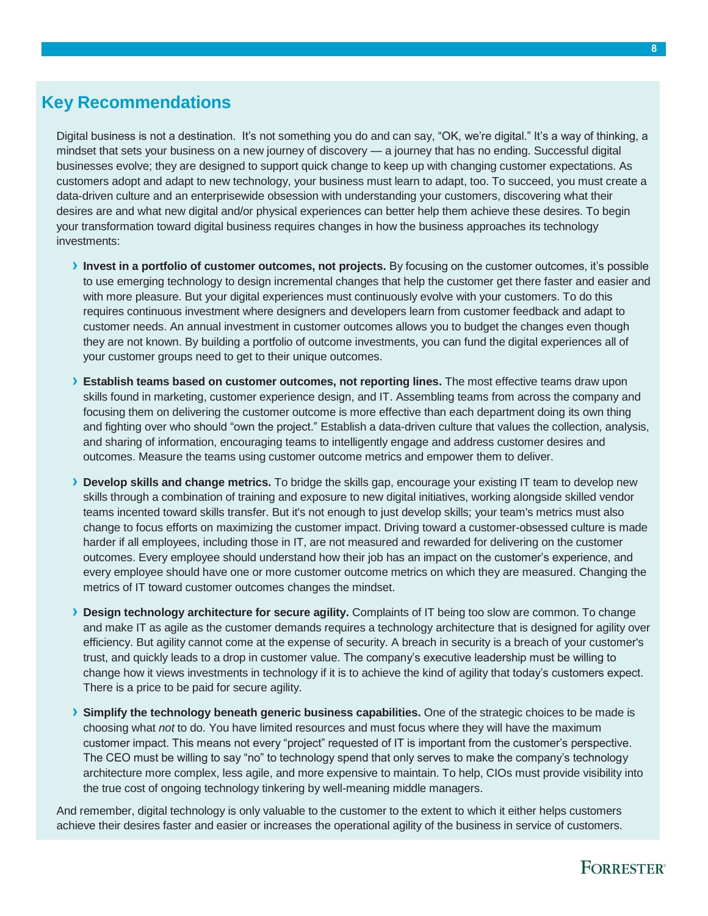## Key Recommendations

Digital business is not a destination. It's not something you do and can say, "OK, we're digital." It's a way of thinking, a mindset that sets your business on a new journey of discovery — a journey that has no ending. Successful digital businesses evolve; they are designed to support quick change to keep up with changing customer expectations. As customers adopt and adapt to new technology, your business must learn to adapt, too. To succeed, you must create a data-driven culture and an enterprisewide obsession with understanding your customers, discovering what their desires are and what new digital and/or physical experiences can better help them achieve these desires. To begin your transformation toward digital business requires changes in how the business approaches its technology investments:

- **Invest in a portfolio of customer outcomes, not projects.** By focusing on the customer outcomes, it's possible to use emerging technology to design incremental changes that help the customer get there faster and easier and with more pleasure. But your digital experiences must continuously evolve with your customers. To do this requires continuous investment where designers and developers learn from customer feedback and adapt to customer needs. An annual investment in customer outcomes allows you to budget the changes even though they are not known. By building a portfolio of outcome investments, you can fund the digital experiences all of your customer groups need to get to their unique outcomes.

- **Establish teams based on customer outcomes, not reporting lines.** The most effective teams draw upon skills found in marketing, customer experience design, and IT. Assembling teams from across the company and focusing them on delivering the customer outcome is more effective than each department doing its own thing and fighting over who should "own the project." Establish a data-driven culture that values the collection, analysis, and sharing of information, encouraging teams to intelligently engage and address customer desires and outcomes. Measure the teams using customer outcome metrics and empower them to deliver.

- **Develop skills and change metrics.** To bridge the skills gap, encourage your existing IT team to develop new skills through a combination of training and exposure to new digital initiatives, working alongside skilled vendor teams incented toward skills transfer. But it's not enough to just develop skills; your team's metrics must also change to focus efforts on maximizing the customer impact. Driving toward a customer-obsessed culture is made harder if all employees, including those in IT, are not measured and rewarded for delivering on the customer outcomes. Every employee should understand how their job has an impact on the customer's experience, and every employee should have one or more customer outcome metrics on which they are measured. Changing the metrics of IT toward customer outcomes changes the mindset.

- **Design technology architecture for secure agility.** Complaints of IT being too slow are common. To change and make IT as agile as the customer demands requires a technology architecture that is designed for agility over efficiency. But agility cannot come at the expense of security. A breach in security is a breach of your customer's trust, and quickly leads to a drop in customer value. The company's executive leadership must be willing to change how it views investments in technology if it is to achieve the kind of agility that today's customers expect. There is a price to be paid for secure agility.

- **Simplify the technology beneath generic business capabilities.** One of the strategic choices to be made is choosing what *not* to do. You have limited resources and must focus where they will have the maximum customer impact. This means not every "project" requested of IT is important from the customer's perspective. The CEO must be willing to say "no" to technology spend that only serves to make the company's technology architecture more complex, less agile, and more expensive to maintain. To help, CIOs must provide visibility into the true cost of ongoing technology tinkering by well-meaning middle managers.

And remember, digital technology is only valuable to the customer to the extent to which it either helps customers achieve their desires faster and easier or increases the operational agility of the business in service of customers.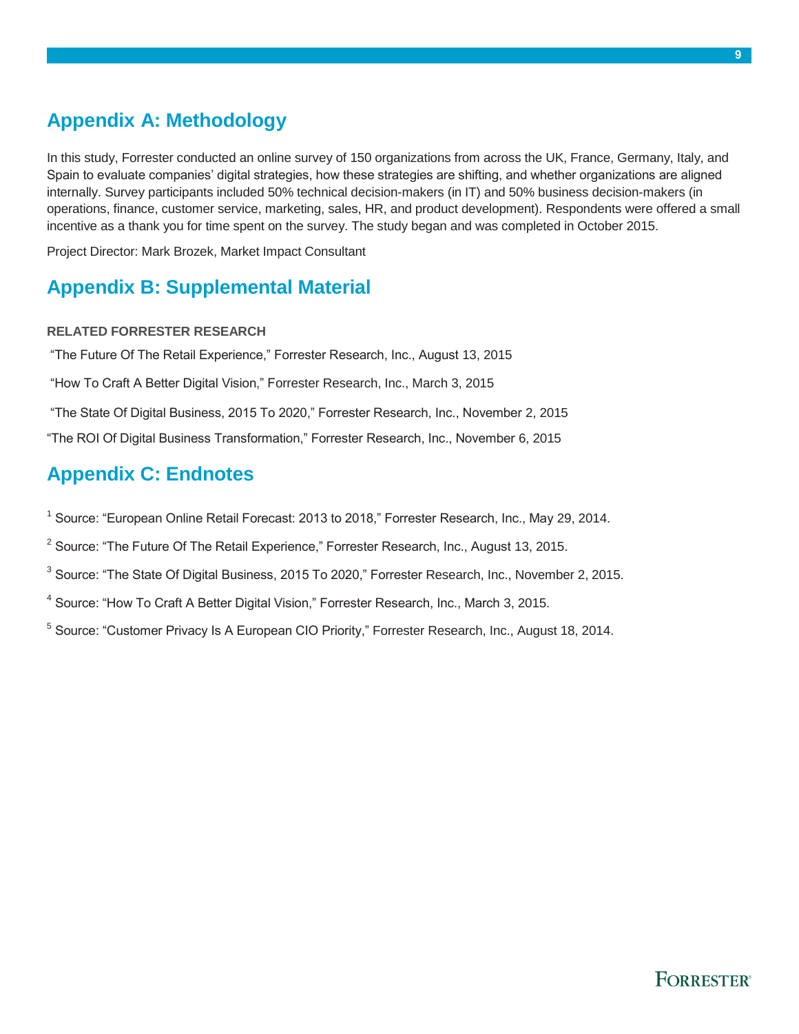## Appendix A: Methodology

In this study, Forrester conducted an online survey of 150 organizations from across the UK, France, Germany, Italy, and Spain to evaluate companies' digital strategies, how these strategies are shifting, and whether organizations are aligned internally. Survey participants included 50% technical decision-makers (in IT) and 50% business decision-makers (in operations, finance, customer service, marketing, sales, HR, and product development). Respondents were offered a small incentive as a thank you for time spent on the survey. The study began and was completed in October 2015.

Project Director: Mark Brozek, Market Impact Consultant

## Appendix B: Supplemental Material

**RELATED FORRESTER RESEARCH**

"The Future Of The Retail Experience," Forrester Research, Inc., August 13, 2015

"How To Craft A Better Digital Vision," Forrester Research, Inc., March 3, 2015

"The State Of Digital Business, 2015 To 2020," Forrester Research, Inc., November 2, 2015

"The ROI Of Digital Business Transformation," Forrester Research, Inc., November 6, 2015

## Appendix C: Endnotes

[1] Source: "European Online Retail Forecast: 2013 to 2018," Forrester Research, Inc., May 29, 2014.

[2] Source: "The Future Of The Retail Experience," Forrester Research, Inc., August 13, 2015.

[3] Source: "The State Of Digital Business, 2015 To 2020," Forrester Research, Inc., November 2, 2015.

[4] Source: "How To Craft A Better Digital Vision," Forrester Research, Inc., March 3, 2015.

[5] Source: "Customer Privacy Is A European CIO Priority," Forrester Research, Inc., August 18, 2014.